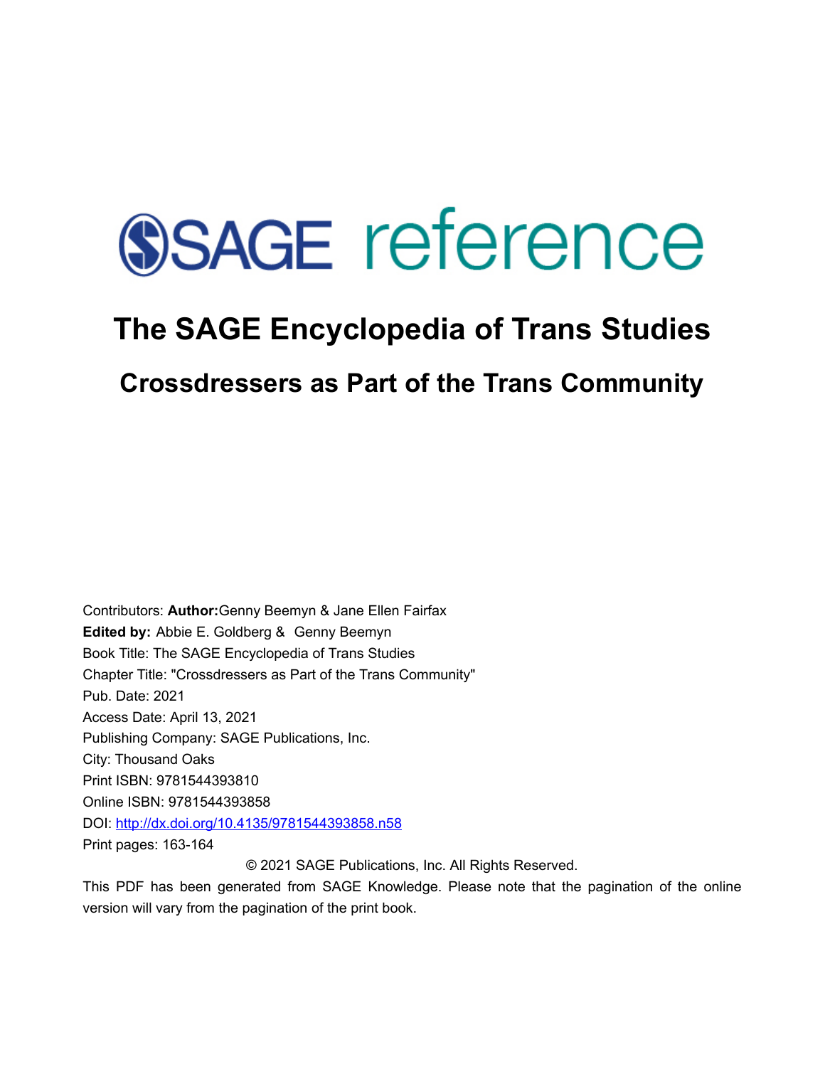SAGE reference

# The SAGE Encyclopedia of Trans Studies

## Crossdressers as Part of the Trans Community

Contributors: **Author:** Genny Beemyn & Jane Ellen Fairfax
**Edited by:** Abbie E. Goldberg & Genny Beemyn
Book Title: The SAGE Encyclopedia of Trans Studies
Chapter Title: "Crossdressers as Part of the Trans Community"
Pub. Date: 2021
Access Date: April 13, 2021
Publishing Company: SAGE Publications, Inc.
City: Thousand Oaks
Print ISBN: 9781544393810
Online ISBN: 9781544393858
DOI: http://dx.doi.org/10.4135/9781544393858.n58
Print pages: 163-164

© 2021 SAGE Publications, Inc. All Rights Reserved.

This PDF has been generated from SAGE Knowledge. Please note that the pagination of the online version will vary from the pagination of the print book.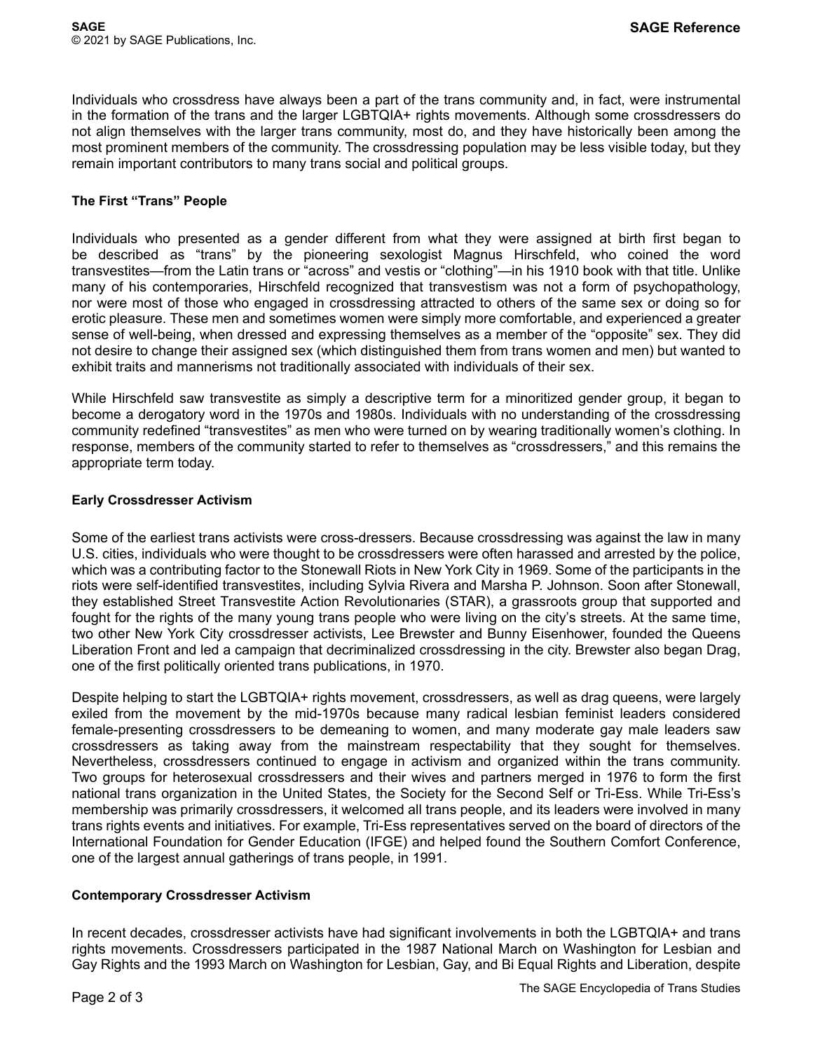Individuals who crossdress have always been a part of the trans community and, in fact, were instrumental in the formation of the trans and the larger LGBTQIA+ rights movements. Although some crossdressers do not align themselves with the larger trans community, most do, and they have historically been among the most prominent members of the community. The crossdressing population may be less visible today, but they remain important contributors to many trans social and political groups.

### The First "Trans" People

Individuals who presented as a gender different from what they were assigned at birth first began to be described as "trans" by the pioneering sexologist Magnus Hirschfeld, who coined the word transvestites—from the Latin trans or "across" and vestis or "clothing"—in his 1910 book with that title. Unlike many of his contemporaries, Hirschfeld recognized that transvestism was not a form of psychopathology, nor were most of those who engaged in crossdressing attracted to others of the same sex or doing so for erotic pleasure. These men and sometimes women were simply more comfortable, and experienced a greater sense of well-being, when dressed and expressing themselves as a member of the "opposite" sex. They did not desire to change their assigned sex (which distinguished them from trans women and men) but wanted to exhibit traits and mannerisms not traditionally associated with individuals of their sex.

While Hirschfeld saw transvestite as simply a descriptive term for a minoritized gender group, it began to become a derogatory word in the 1970s and 1980s. Individuals with no understanding of the crossdressing community redefined "transvestites" as men who were turned on by wearing traditionally women's clothing. In response, members of the community started to refer to themselves as "crossdressers," and this remains the appropriate term today.

### Early Crossdresser Activism

Some of the earliest trans activists were cross-dressers. Because crossdressing was against the law in many U.S. cities, individuals who were thought to be crossdressers were often harassed and arrested by the police, which was a contributing factor to the Stonewall Riots in New York City in 1969. Some of the participants in the riots were self-identified transvestites, including Sylvia Rivera and Marsha P. Johnson. Soon after Stonewall, they established Street Transvestite Action Revolutionaries (STAR), a grassroots group that supported and fought for the rights of the many young trans people who were living on the city's streets. At the same time, two other New York City crossdresser activists, Lee Brewster and Bunny Eisenhower, founded the Queens Liberation Front and led a campaign that decriminalized crossdressing in the city. Brewster also began Drag, one of the first politically oriented trans publications, in 1970.

Despite helping to start the LGBTQIA+ rights movement, crossdressers, as well as drag queens, were largely exiled from the movement by the mid-1970s because many radical lesbian feminist leaders considered female-presenting crossdressers to be demeaning to women, and many moderate gay male leaders saw crossdressers as taking away from the mainstream respectability that they sought for themselves. Nevertheless, crossdressers continued to engage in activism and organized within the trans community. Two groups for heterosexual crossdressers and their wives and partners merged in 1976 to form the first national trans organization in the United States, the Society for the Second Self or Tri-Ess. While Tri-Ess's membership was primarily crossdressers, it welcomed all trans people, and its leaders were involved in many trans rights events and initiatives. For example, Tri-Ess representatives served on the board of directors of the International Foundation for Gender Education (IFGE) and helped found the Southern Comfort Conference, one of the largest annual gatherings of trans people, in 1991.

### Contemporary Crossdresser Activism

In recent decades, crossdresser activists have had significant involvements in both the LGBTQIA+ and trans rights movements. Crossdressers participated in the 1987 National March on Washington for Lesbian and Gay Rights and the 1993 March on Washington for Lesbian, Gay, and Bi Equal Rights and Liberation, despite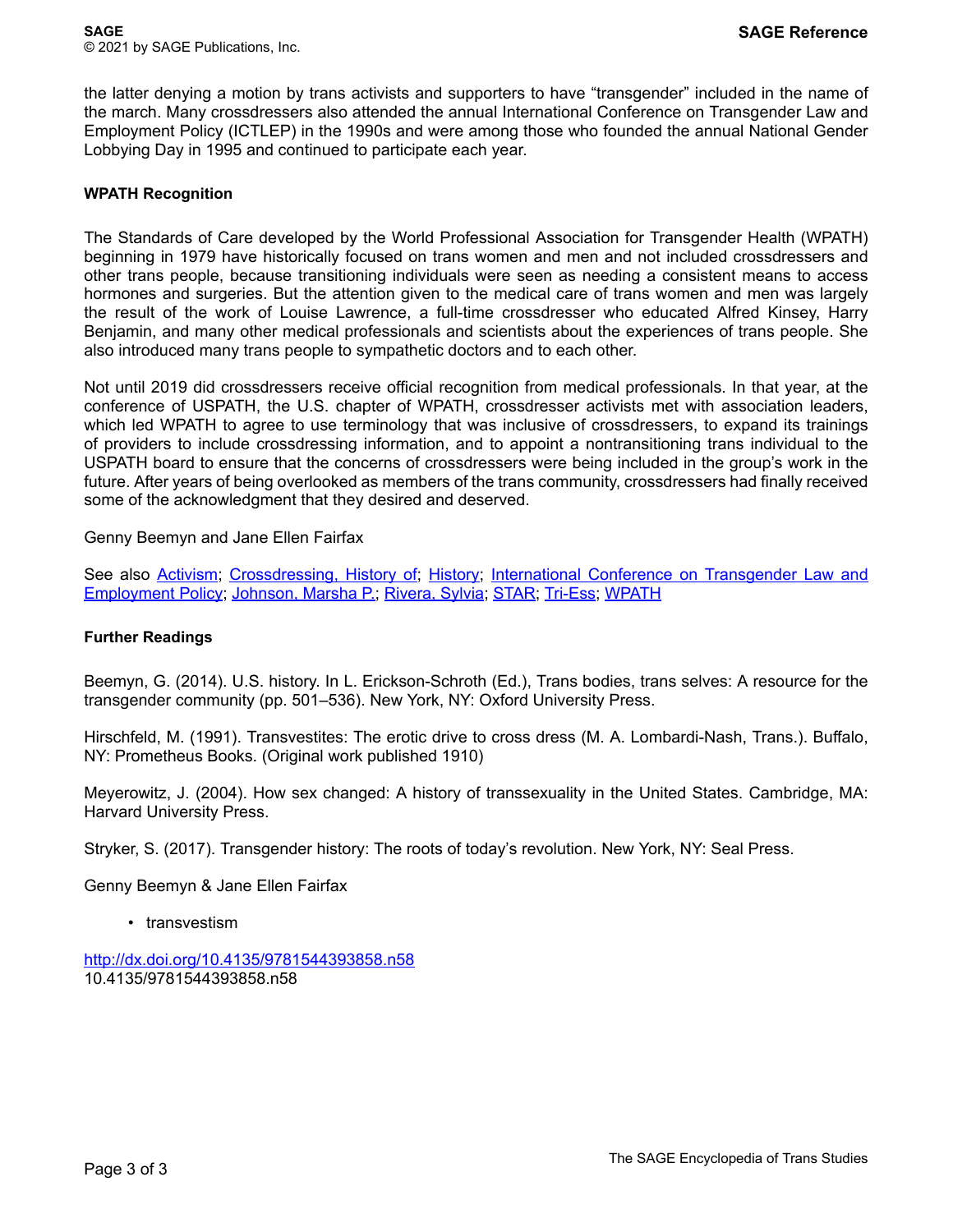the latter denying a motion by trans activists and supporters to have "transgender" included in the name of the march. Many crossdressers also attended the annual International Conference on Transgender Law and Employment Policy (ICTLEP) in the 1990s and were among those who founded the annual National Gender Lobbying Day in 1995 and continued to participate each year.

### WPATH Recognition

The Standards of Care developed by the World Professional Association for Transgender Health (WPATH) beginning in 1979 have historically focused on trans women and men and not included crossdressers and other trans people, because transitioning individuals were seen as needing a consistent means to access hormones and surgeries. But the attention given to the medical care of trans women and men was largely the result of the work of Louise Lawrence, a full-time crossdresser who educated Alfred Kinsey, Harry Benjamin, and many other medical professionals and scientists about the experiences of trans people. She also introduced many trans people to sympathetic doctors and to each other.

Not until 2019 did crossdressers receive official recognition from medical professionals. In that year, at the conference of USPATH, the U.S. chapter of WPATH, crossdresser activists met with association leaders, which led WPATH to agree to use terminology that was inclusive of crossdressers, to expand its trainings of providers to include crossdressing information, and to appoint a nontransitioning trans individual to the USPATH board to ensure that the concerns of crossdressers were being included in the group's work in the future. After years of being overlooked as members of the trans community, crossdressers had finally received some of the acknowledgment that they desired and deserved.

Genny Beemyn and Jane Ellen Fairfax

See also Activism; Crossdressing, History of; History; International Conference on Transgender Law and Employment Policy; Johnson, Marsha P.; Rivera, Sylvia; STAR; Tri-Ess; WPATH

### Further Readings

Beemyn, G. (2014). U.S. history. In L. Erickson-Schroth (Ed.), Trans bodies, trans selves: A resource for the transgender community (pp. 501–536). New York, NY: Oxford University Press.

Hirschfeld, M. (1991). Transvestites: The erotic drive to cross dress (M. A. Lombardi-Nash, Trans.). Buffalo, NY: Prometheus Books. (Original work published 1910)

Meyerowitz, J. (2004). How sex changed: A history of transsexuality in the United States. Cambridge, MA: Harvard University Press.

Stryker, S. (2017). Transgender history: The roots of today's revolution. New York, NY: Seal Press.

Genny Beemyn & Jane Ellen Fairfax

- transvestism

http://dx.doi.org/10.4135/9781544393858.n58
10.4135/9781544393858.n58